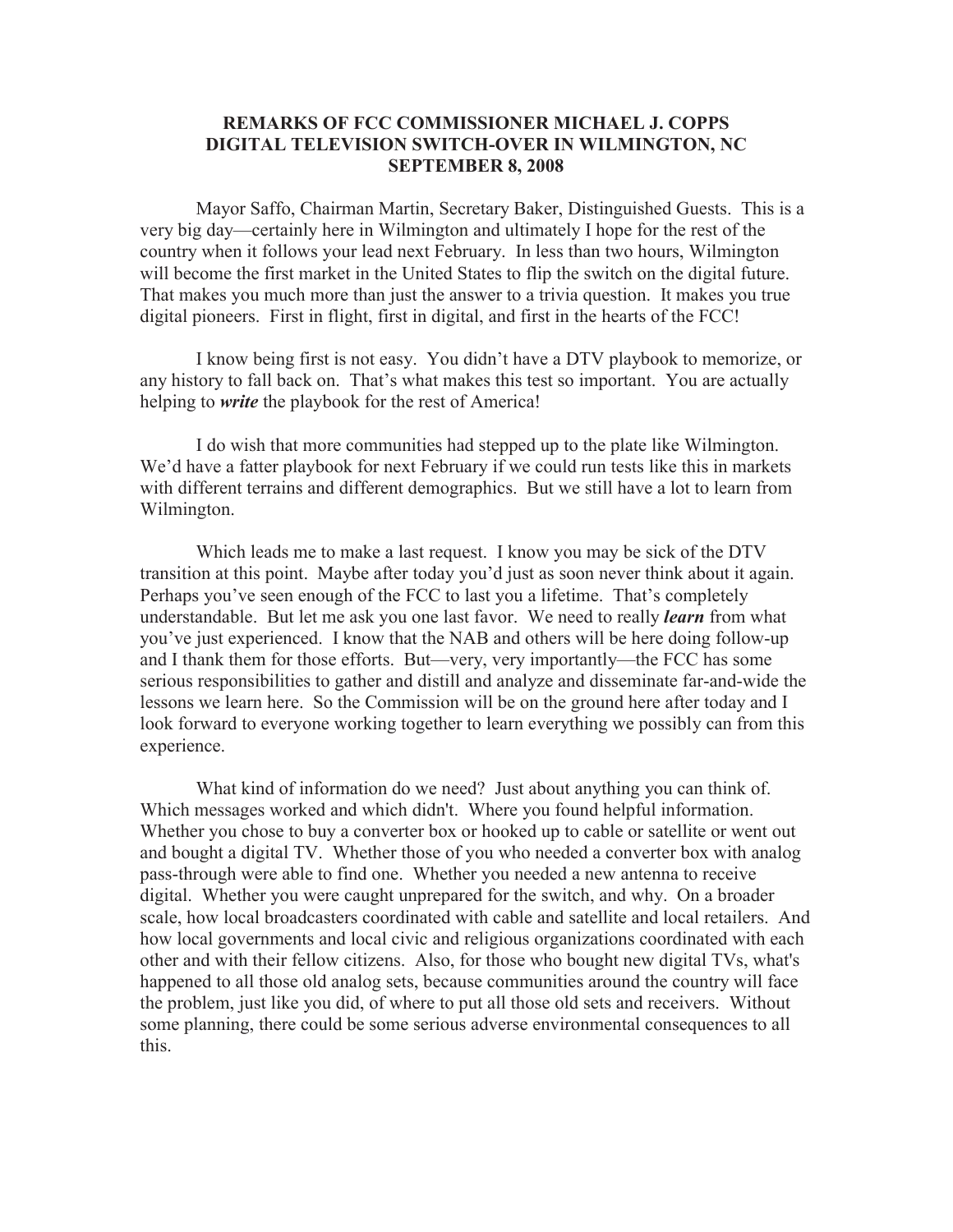**REMARKS OF FCC COMMISSIONER MICHAEL J. COPPS**
**DIGITAL TELEVISION SWITCH-OVER IN WILMINGTON, NC**
**SEPTEMBER 8, 2008**

Mayor Saffo, Chairman Martin, Secretary Baker, Distinguished Guests. This is a very big day—certainly here in Wilmington and ultimately I hope for the rest of the country when it follows your lead next February. In less than two hours, Wilmington will become the first market in the United States to flip the switch on the digital future. That makes you much more than just the answer to a trivia question. It makes you true digital pioneers. First in flight, first in digital, and first in the hearts of the FCC!

I know being first is not easy. You didn't have a DTV playbook to memorize, or any history to fall back on. That's what makes this test so important. You are actually helping to ***write*** the playbook for the rest of America!

I do wish that more communities had stepped up to the plate like Wilmington. We'd have a fatter playbook for next February if we could run tests like this in markets with different terrains and different demographics. But we still have a lot to learn from Wilmington.

Which leads me to make a last request. I know you may be sick of the DTV transition at this point. Maybe after today you'd just as soon never think about it again. Perhaps you've seen enough of the FCC to last you a lifetime. That's completely understandable. But let me ask you one last favor. We need to really ***learn*** from what you've just experienced. I know that the NAB and others will be here doing follow-up and I thank them for those efforts. But—very, very importantly—the FCC has some serious responsibilities to gather and distill and analyze and disseminate far-and-wide the lessons we learn here. So the Commission will be on the ground here after today and I look forward to everyone working together to learn everything we possibly can from this experience.

What kind of information do we need? Just about anything you can think of. Which messages worked and which didn't. Where you found helpful information. Whether you chose to buy a converter box or hooked up to cable or satellite or went out and bought a digital TV. Whether those of you who needed a converter box with analog pass-through were able to find one. Whether you needed a new antenna to receive digital. Whether you were caught unprepared for the switch, and why. On a broader scale, how local broadcasters coordinated with cable and satellite and local retailers. And how local governments and local civic and religious organizations coordinated with each other and with their fellow citizens. Also, for those who bought new digital TVs, what's happened to all those old analog sets, because communities around the country will face the problem, just like you did, of where to put all those old sets and receivers. Without some planning, there could be some serious adverse environmental consequences to all this.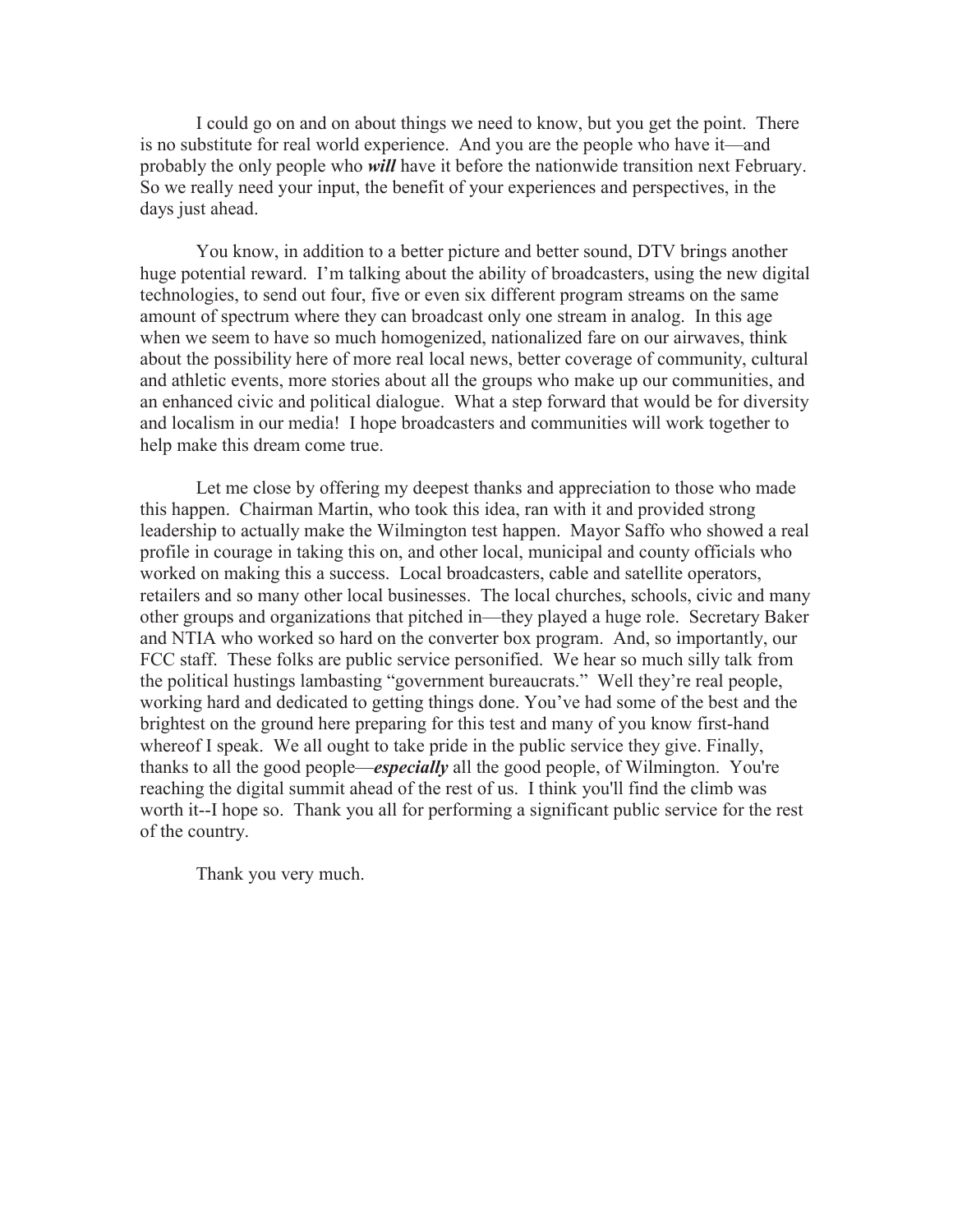I could go on and on about things we need to know, but you get the point. There is no substitute for real world experience. And you are the people who have it—and probably the only people who ***will*** have it before the nationwide transition next February. So we really need your input, the benefit of your experiences and perspectives, in the days just ahead.

You know, in addition to a better picture and better sound, DTV brings another huge potential reward. I'm talking about the ability of broadcasters, using the new digital technologies, to send out four, five or even six different program streams on the same amount of spectrum where they can broadcast only one stream in analog. In this age when we seem to have so much homogenized, nationalized fare on our airwaves, think about the possibility here of more real local news, better coverage of community, cultural and athletic events, more stories about all the groups who make up our communities, and an enhanced civic and political dialogue. What a step forward that would be for diversity and localism in our media! I hope broadcasters and communities will work together to help make this dream come true.

Let me close by offering my deepest thanks and appreciation to those who made this happen. Chairman Martin, who took this idea, ran with it and provided strong leadership to actually make the Wilmington test happen. Mayor Saffo who showed a real profile in courage in taking this on, and other local, municipal and county officials who worked on making this a success. Local broadcasters, cable and satellite operators, retailers and so many other local businesses. The local churches, schools, civic and many other groups and organizations that pitched in—they played a huge role. Secretary Baker and NTIA who worked so hard on the converter box program. And, so importantly, our FCC staff. These folks are public service personified. We hear so much silly talk from the political hustings lambasting "government bureaucrats." Well they're real people, working hard and dedicated to getting things done. You've had some of the best and the brightest on the ground here preparing for this test and many of you know first-hand whereof I speak. We all ought to take pride in the public service they give. Finally, thanks to all the good people—***especially*** all the good people, of Wilmington. You're reaching the digital summit ahead of the rest of us. I think you'll find the climb was worth it--I hope so. Thank you all for performing a significant public service for the rest of the country.

Thank you very much.